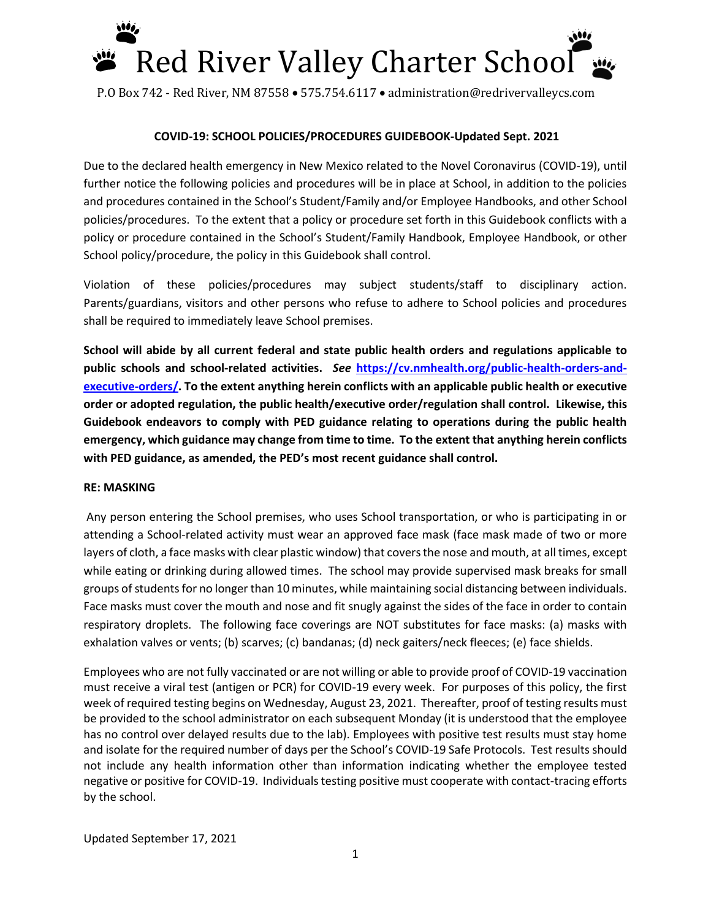# Red River Valley Charter School

P.O Box 742 - Red River, NM 87558 • 575.754.6117 • administration@redrivervalleycs.com

**COVID-19: SCHOOL POLICIES/PROCEDURES GUIDEBOOK-Updated Sept. 2021**

Due to the declared health emergency in New Mexico related to the Novel Coronavirus (COVID-19), until further notice the following policies and procedures will be in place at School, in addition to the policies and procedures contained in the School's Student/Family and/or Employee Handbooks, and other School policies/procedures. To the extent that a policy or procedure set forth in this Guidebook conflicts with a policy or procedure contained in the School's Student/Family Handbook, Employee Handbook, or other School policy/procedure, the policy in this Guidebook shall control.

Violation of these policies/procedures may subject students/staff to disciplinary action. Parents/guardians, visitors and other persons who refuse to adhere to School policies and procedures shall be required to immediately leave School premises.

**School will abide by all current federal and state public health orders and regulations applicable to public schools and school-related activities.** ***See*** **[https://cv.nmhealth.org/public-health-orders-and-executive-orders/](https://cv.nmhealth.org/public-health-orders-and-executive-orders/). To the extent anything herein conflicts with an applicable public health or executive order or adopted regulation, the public health/executive order/regulation shall control. Likewise, this Guidebook endeavors to comply with PED guidance relating to operations during the public health emergency, which guidance may change from time to time. To the extent that anything herein conflicts with PED guidance, as amended, the PED's most recent guidance shall control.**

**RE: MASKING**

Any person entering the School premises, who uses School transportation, or who is participating in or attending a School-related activity must wear an approved face mask (face mask made of two or more layers of cloth, a face masks with clear plastic window) that covers the nose and mouth, at all times, except while eating or drinking during allowed times. The school may provide supervised mask breaks for small groups of students for no longer than 10 minutes, while maintaining social distancing between individuals. Face masks must cover the mouth and nose and fit snugly against the sides of the face in order to contain respiratory droplets. The following face coverings are NOT substitutes for face masks: (a) masks with exhalation valves or vents; (b) scarves; (c) bandanas; (d) neck gaiters/neck fleeces; (e) face shields.

Employees who are not fully vaccinated or are not willing or able to provide proof of COVID-19 vaccination must receive a viral test (antigen or PCR) for COVID-19 every week. For purposes of this policy, the first week of required testing begins on Wednesday, August 23, 2021. Thereafter, proof of testing results must be provided to the school administrator on each subsequent Monday (it is understood that the employee has no control over delayed results due to the lab). Employees with positive test results must stay home and isolate for the required number of days per the School's COVID-19 Safe Protocols. Test results should not include any health information other than information indicating whether the employee tested negative or positive for COVID-19. Individuals testing positive must cooperate with contact-tracing efforts by the school.

Updated September 17, 2021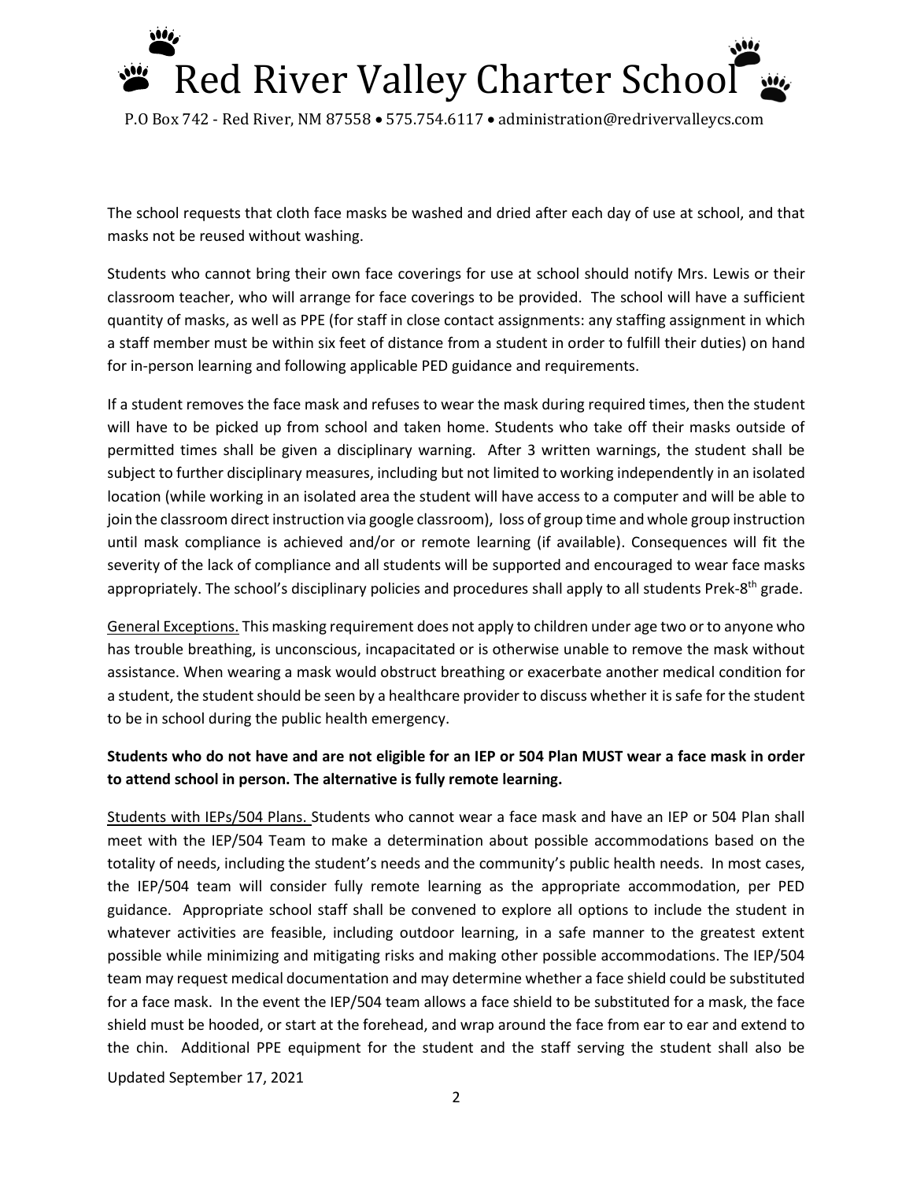The school requests that cloth face masks be washed and dried after each day of use at school, and that masks not be reused without washing.

Students who cannot bring their own face coverings for use at school should notify Mrs. Lewis or their classroom teacher, who will arrange for face coverings to be provided. The school will have a sufficient quantity of masks, as well as PPE (for staff in close contact assignments: any staffing assignment in which a staff member must be within six feet of distance from a student in order to fulfill their duties) on hand for in-person learning and following applicable PED guidance and requirements.

If a student removes the face mask and refuses to wear the mask during required times, then the student will have to be picked up from school and taken home. Students who take off their masks outside of permitted times shall be given a disciplinary warning. After 3 written warnings, the student shall be subject to further disciplinary measures, including but not limited to working independently in an isolated location (while working in an isolated area the student will have access to a computer and will be able to join the classroom direct instruction via google classroom), loss of group time and whole group instruction until mask compliance is achieved and/or or remote learning (if available). Consequences will fit the severity of the lack of compliance and all students will be supported and encouraged to wear face masks appropriately. The school's disciplinary policies and procedures shall apply to all students Prek-8th grade.

General Exceptions. This masking requirement does not apply to children under age two or to anyone who has trouble breathing, is unconscious, incapacitated or is otherwise unable to remove the mask without assistance. When wearing a mask would obstruct breathing or exacerbate another medical condition for a student, the student should be seen by a healthcare provider to discuss whether it is safe for the student to be in school during the public health emergency.

**Students who do not have and are not eligible for an IEP or 504 Plan MUST wear a face mask in order to attend school in person. The alternative is fully remote learning.**

Students with IEPs/504 Plans. Students who cannot wear a face mask and have an IEP or 504 Plan shall meet with the IEP/504 Team to make a determination about possible accommodations based on the totality of needs, including the student's needs and the community's public health needs. In most cases, the IEP/504 team will consider fully remote learning as the appropriate accommodation, per PED guidance. Appropriate school staff shall be convened to explore all options to include the student in whatever activities are feasible, including outdoor learning, in a safe manner to the greatest extent possible while minimizing and mitigating risks and making other possible accommodations. The IEP/504 team may request medical documentation and may determine whether a face shield could be substituted for a face mask. In the event the IEP/504 team allows a face shield to be substituted for a mask, the face shield must be hooded, or start at the forehead, and wrap around the face from ear to ear and extend to the chin. Additional PPE equipment for the student and the staff serving the student shall also be

Updated September 17, 2021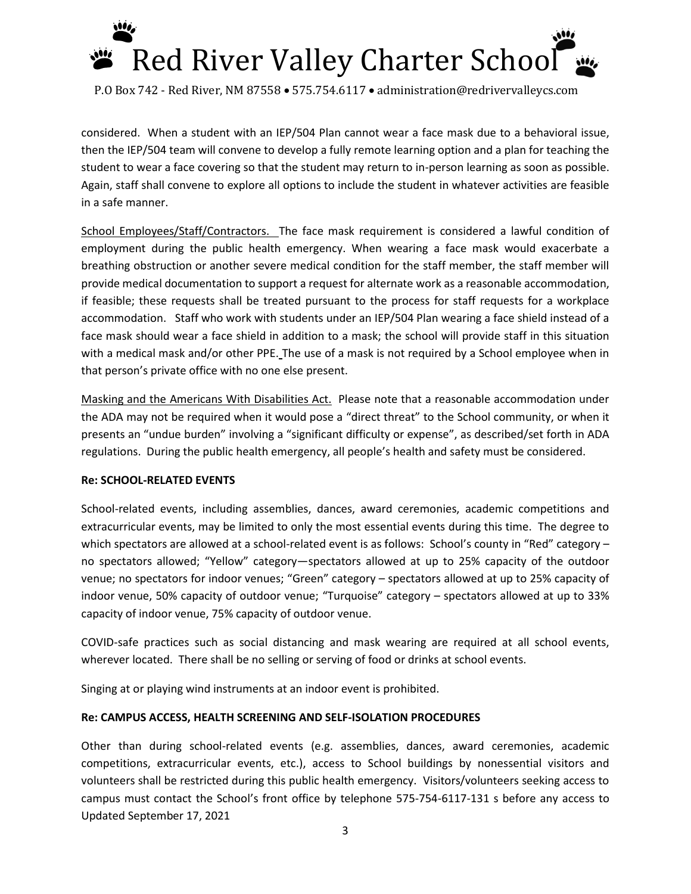considered. When a student with an IEP/504 Plan cannot wear a face mask due to a behavioral issue, then the IEP/504 team will convene to develop a fully remote learning option and a plan for teaching the student to wear a face covering so that the student may return to in-person learning as soon as possible. Again, staff shall convene to explore all options to include the student in whatever activities are feasible in a safe manner.

School Employees/Staff/Contractors. The face mask requirement is considered a lawful condition of employment during the public health emergency. When wearing a face mask would exacerbate a breathing obstruction or another severe medical condition for the staff member, the staff member will provide medical documentation to support a request for alternate work as a reasonable accommodation, if feasible; these requests shall be treated pursuant to the process for staff requests for a workplace accommodation. Staff who work with students under an IEP/504 Plan wearing a face shield instead of a face mask should wear a face shield in addition to a mask; the school will provide staff in this situation with a medical mask and/or other PPE. The use of a mask is not required by a School employee when in that person's private office with no one else present.

Masking and the Americans With Disabilities Act. Please note that a reasonable accommodation under the ADA may not be required when it would pose a "direct threat" to the School community, or when it presents an "undue burden" involving a "significant difficulty or expense", as described/set forth in ADA regulations. During the public health emergency, all people's health and safety must be considered.

**Re: SCHOOL-RELATED EVENTS**

School-related events, including assemblies, dances, award ceremonies, academic competitions and extracurricular events, may be limited to only the most essential events during this time. The degree to which spectators are allowed at a school-related event is as follows: School's county in "Red" category – no spectators allowed; "Yellow" category—spectators allowed at up to 25% capacity of the outdoor venue; no spectators for indoor venues; "Green" category – spectators allowed at up to 25% capacity of indoor venue, 50% capacity of outdoor venue; "Turquoise" category – spectators allowed at up to 33% capacity of indoor venue, 75% capacity of outdoor venue.

COVID-safe practices such as social distancing and mask wearing are required at all school events, wherever located. There shall be no selling or serving of food or drinks at school events.

Singing at or playing wind instruments at an indoor event is prohibited.

**Re: CAMPUS ACCESS, HEALTH SCREENING AND SELF-ISOLATION PROCEDURES**

Other than during school-related events (e.g. assemblies, dances, award ceremonies, academic competitions, extracurricular events, etc.), access to School buildings by nonessential visitors and volunteers shall be restricted during this public health emergency. Visitors/volunteers seeking access to campus must contact the School's front office by telephone 575-754-6117-131 s before any access to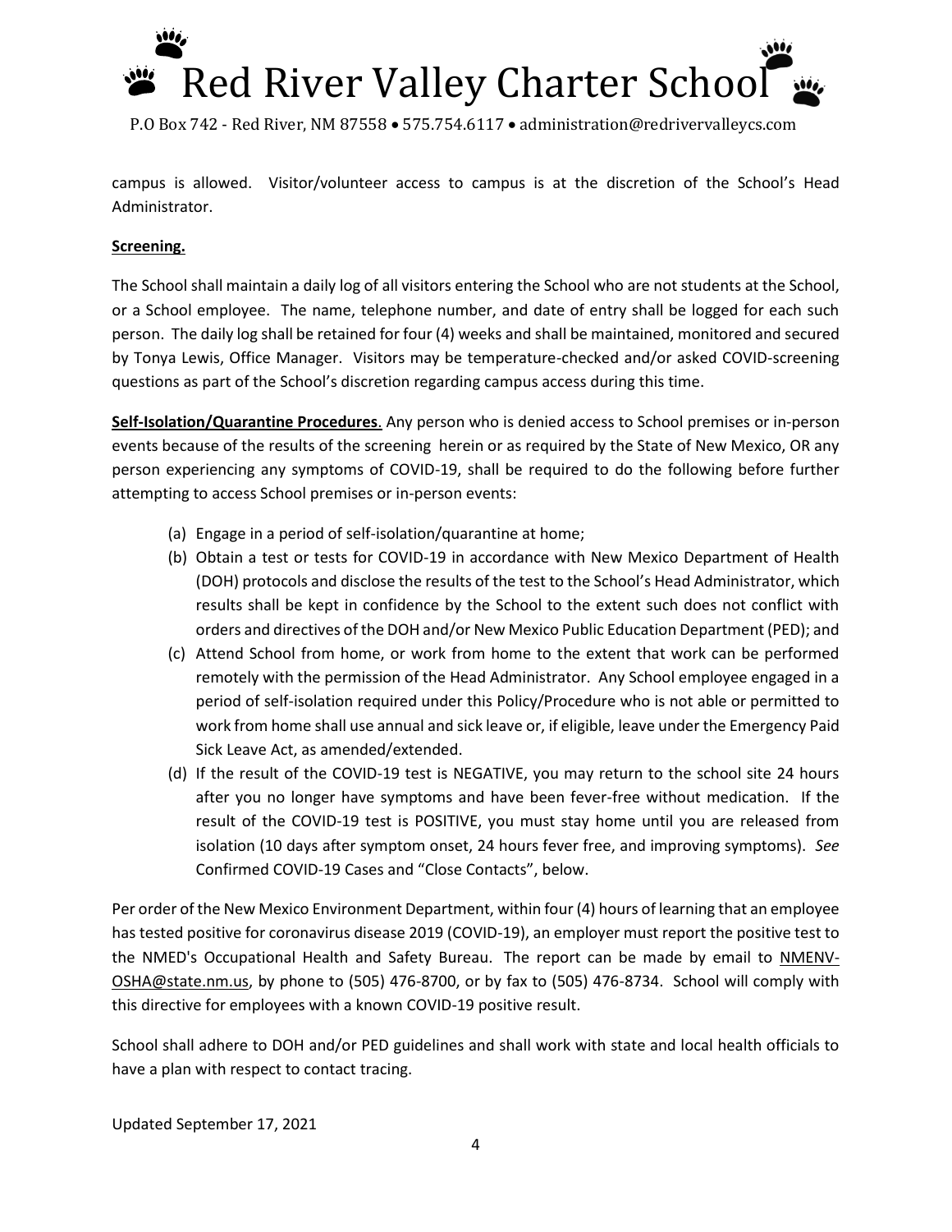campus is allowed. Visitor/volunteer access to campus is at the discretion of the School's Head Administrator.

**Screening.**

The School shall maintain a daily log of all visitors entering the School who are not students at the School, or a School employee. The name, telephone number, and date of entry shall be logged for each such person. The daily log shall be retained for four (4) weeks and shall be maintained, monitored and secured by Tonya Lewis, Office Manager. Visitors may be temperature-checked and/or asked COVID-screening questions as part of the School's discretion regarding campus access during this time.

**Self-Isolation/Quarantine Procedures**. Any person who is denied access to School premises or in-person events because of the results of the screening herein or as required by the State of New Mexico, OR any person experiencing any symptoms of COVID-19, shall be required to do the following before further attempting to access School premises or in-person events:

(a) Engage in a period of self-isolation/quarantine at home;

(b) Obtain a test or tests for COVID-19 in accordance with New Mexico Department of Health (DOH) protocols and disclose the results of the test to the School's Head Administrator, which results shall be kept in confidence by the School to the extent such does not conflict with orders and directives of the DOH and/or New Mexico Public Education Department (PED); and

(c) Attend School from home, or work from home to the extent that work can be performed remotely with the permission of the Head Administrator. Any School employee engaged in a period of self-isolation required under this Policy/Procedure who is not able or permitted to work from home shall use annual and sick leave or, if eligible, leave under the Emergency Paid Sick Leave Act, as amended/extended.

(d) If the result of the COVID-19 test is NEGATIVE, you may return to the school site 24 hours after you no longer have symptoms and have been fever-free without medication. If the result of the COVID-19 test is POSITIVE, you must stay home until you are released from isolation (10 days after symptom onset, 24 hours fever free, and improving symptoms). *See* Confirmed COVID-19 Cases and "Close Contacts", below.

Per order of the New Mexico Environment Department, within four (4) hours of learning that an employee has tested positive for coronavirus disease 2019 (COVID-19), an employer must report the positive test to the NMED's Occupational Health and Safety Bureau. The report can be made by email to NMENV-OSHA@state.nm.us, by phone to (505) 476-8700, or by fax to (505) 476-8734. School will comply with this directive for employees with a known COVID-19 positive result.

School shall adhere to DOH and/or PED guidelines and shall work with state and local health officials to have a plan with respect to contact tracing.

Updated September 17, 2021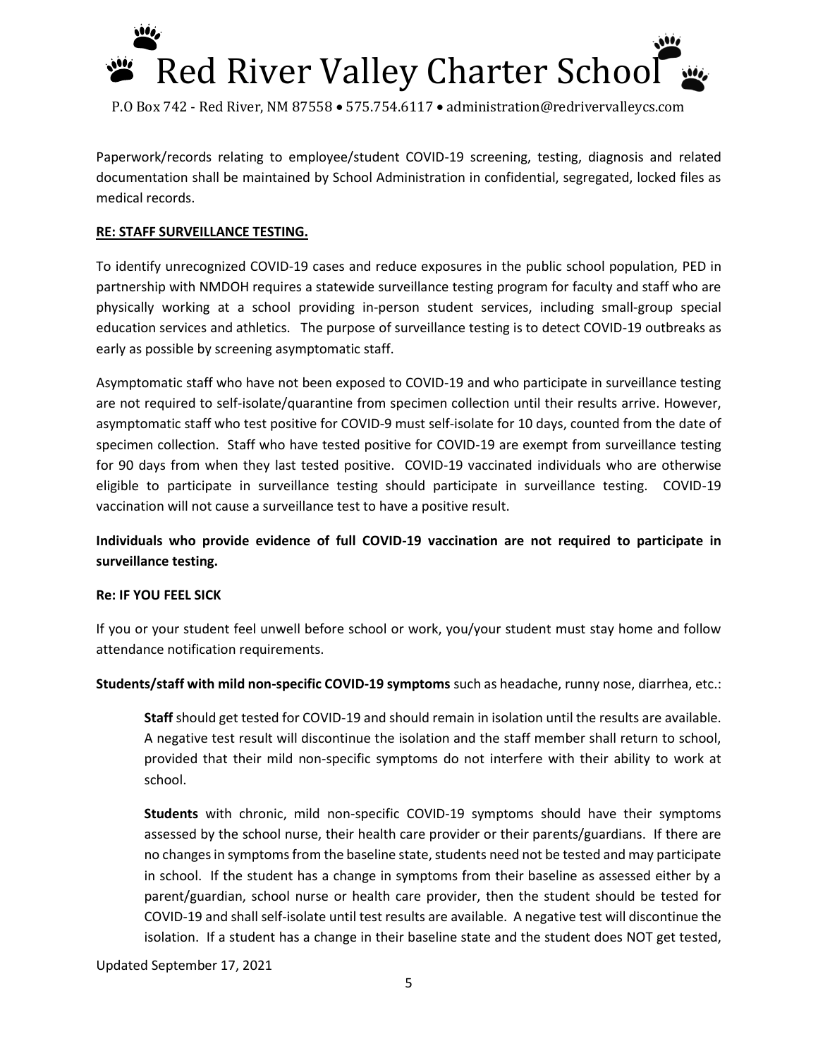Paperwork/records relating to employee/student COVID-19 screening, testing, diagnosis and related documentation shall be maintained by School Administration in confidential, segregated, locked files as medical records.

**RE: STAFF SURVEILLANCE TESTING.**

To identify unrecognized COVID-19 cases and reduce exposures in the public school population, PED in partnership with NMDOH requires a statewide surveillance testing program for faculty and staff who are physically working at a school providing in-person student services, including small-group special education services and athletics. The purpose of surveillance testing is to detect COVID-19 outbreaks as early as possible by screening asymptomatic staff.

Asymptomatic staff who have not been exposed to COVID-19 and who participate in surveillance testing are not required to self-isolate/quarantine from specimen collection until their results arrive. However, asymptomatic staff who test positive for COVID-9 must self-isolate for 10 days, counted from the date of specimen collection. Staff who have tested positive for COVID-19 are exempt from surveillance testing for 90 days from when they last tested positive. COVID-19 vaccinated individuals who are otherwise eligible to participate in surveillance testing should participate in surveillance testing. COVID-19 vaccination will not cause a surveillance test to have a positive result.

**Individuals who provide evidence of full COVID-19 vaccination are not required to participate in surveillance testing.**

**Re: IF YOU FEEL SICK**

If you or your student feel unwell before school or work, you/your student must stay home and follow attendance notification requirements.

**Students/staff with mild non-specific COVID-19 symptoms** such as headache, runny nose, diarrhea, etc.:

> **Staff** should get tested for COVID-19 and should remain in isolation until the results are available. A negative test result will discontinue the isolation and the staff member shall return to school, provided that their mild non-specific symptoms do not interfere with their ability to work at school.
>
> **Students** with chronic, mild non-specific COVID-19 symptoms should have their symptoms assessed by the school nurse, their health care provider or their parents/guardians. If there are no changes in symptoms from the baseline state, students need not be tested and may participate in school. If the student has a change in symptoms from their baseline as assessed either by a parent/guardian, school nurse or health care provider, then the student should be tested for COVID-19 and shall self-isolate until test results are available. A negative test will discontinue the isolation. If a student has a change in their baseline state and the student does NOT get tested,

Updated September 17, 2021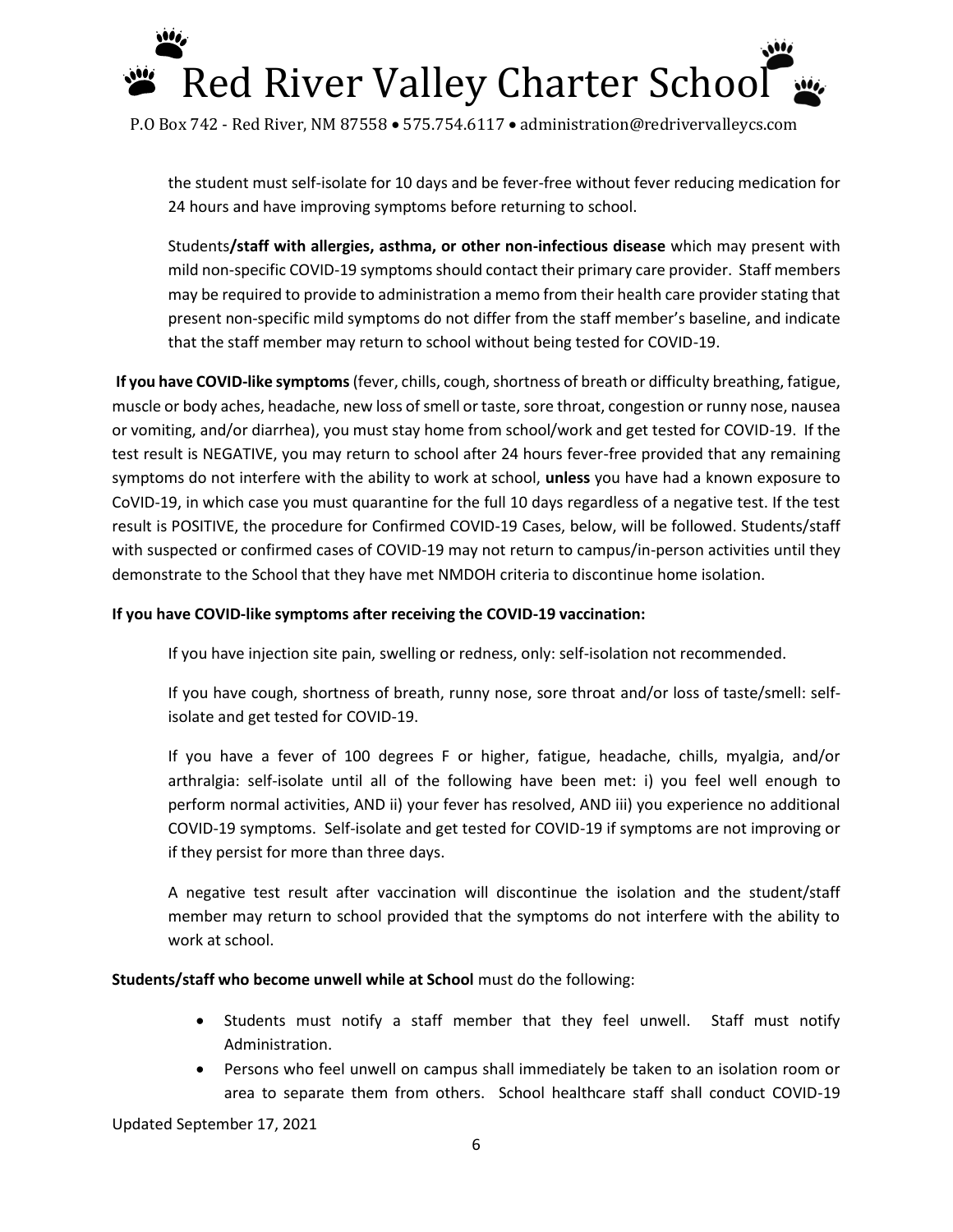the student must self-isolate for 10 days and be fever-free without fever reducing medication for 24 hours and have improving symptoms before returning to school.

Students**/staff with allergies, asthma, or other non-infectious disease** which may present with mild non-specific COVID-19 symptoms should contact their primary care provider. Staff members may be required to provide to administration a memo from their health care provider stating that present non-specific mild symptoms do not differ from the staff member's baseline, and indicate that the staff member may return to school without being tested for COVID-19.

**If you have COVID-like symptoms** (fever, chills, cough, shortness of breath or difficulty breathing, fatigue, muscle or body aches, headache, new loss of smell or taste, sore throat, congestion or runny nose, nausea or vomiting, and/or diarrhea), you must stay home from school/work and get tested for COVID-19. If the test result is NEGATIVE, you may return to school after 24 hours fever-free provided that any remaining symptoms do not interfere with the ability to work at school, **unless** you have had a known exposure to CoVID-19, in which case you must quarantine for the full 10 days regardless of a negative test. If the test result is POSITIVE, the procedure for Confirmed COVID-19 Cases, below, will be followed. Students/staff with suspected or confirmed cases of COVID-19 may not return to campus/in-person activities until they demonstrate to the School that they have met NMDOH criteria to discontinue home isolation.

**If you have COVID-like symptoms after receiving the COVID-19 vaccination:**

If you have injection site pain, swelling or redness, only: self-isolation not recommended.

If you have cough, shortness of breath, runny nose, sore throat and/or loss of taste/smell: self-isolate and get tested for COVID-19.

If you have a fever of 100 degrees F or higher, fatigue, headache, chills, myalgia, and/or arthralgia: self-isolate until all of the following have been met: i) you feel well enough to perform normal activities, AND ii) your fever has resolved, AND iii) you experience no additional COVID-19 symptoms. Self-isolate and get tested for COVID-19 if symptoms are not improving or if they persist for more than three days.

A negative test result after vaccination will discontinue the isolation and the student/staff member may return to school provided that the symptoms do not interfere with the ability to work at school.

**Students/staff who become unwell while at School** must do the following:

- Students must notify a staff member that they feel unwell. Staff must notify Administration.
- Persons who feel unwell on campus shall immediately be taken to an isolation room or area to separate them from others. School healthcare staff shall conduct COVID-19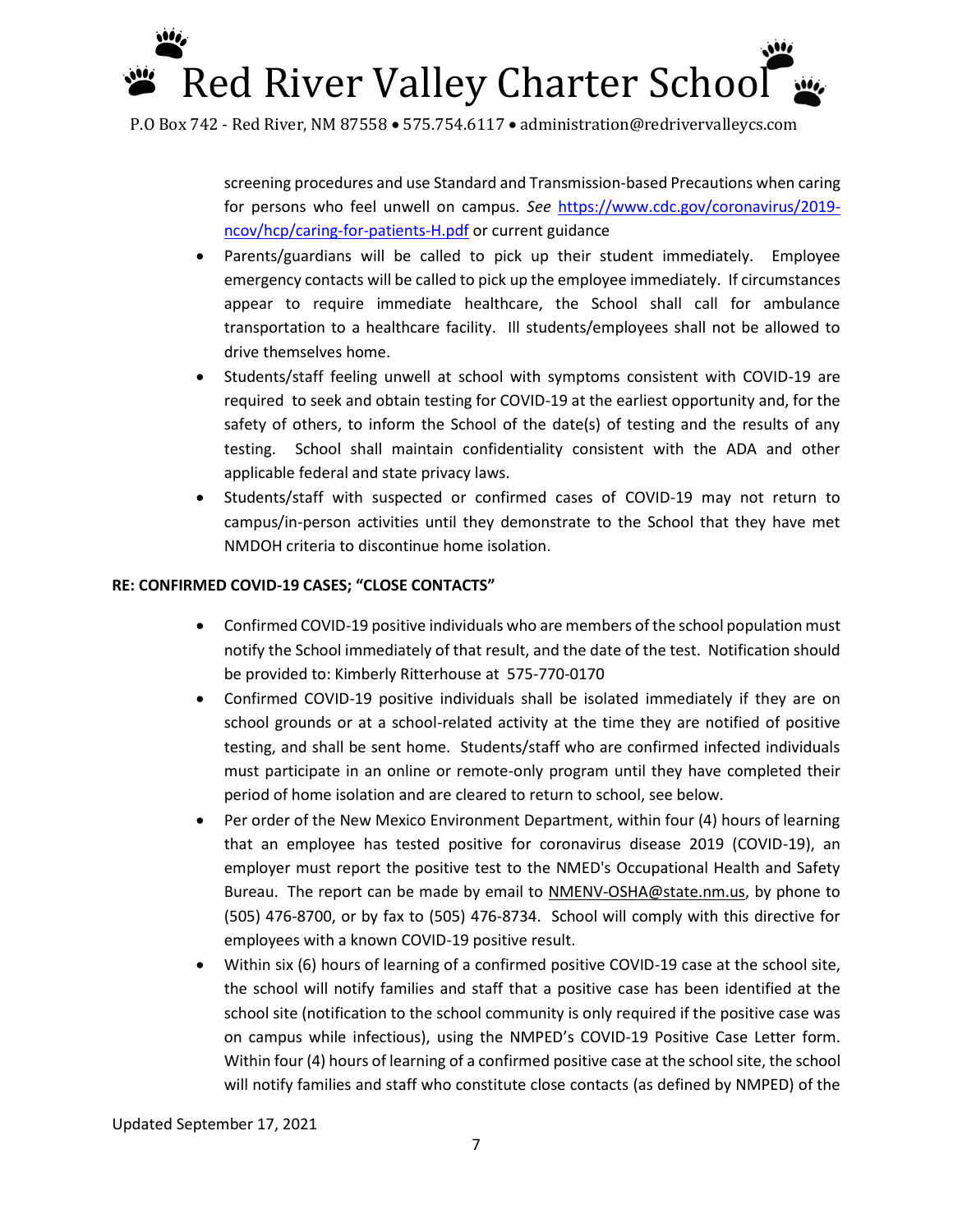screening procedures and use Standard and Transmission-based Precautions when caring for persons who feel unwell on campus. *See* [https://www.cdc.gov/coronavirus/2019-ncov/hcp/caring-for-patients-H.pdf](https://www.cdc.gov/coronavirus/2019-ncov/hcp/caring-for-patients-H.pdf) or current guidance

- Parents/guardians will be called to pick up their student immediately. Employee emergency contacts will be called to pick up the employee immediately. If circumstances appear to require immediate healthcare, the School shall call for ambulance transportation to a healthcare facility. Ill students/employees shall not be allowed to drive themselves home.
- Students/staff feeling unwell at school with symptoms consistent with COVID-19 are required to seek and obtain testing for COVID-19 at the earliest opportunity and, for the safety of others, to inform the School of the date(s) of testing and the results of any testing. School shall maintain confidentiality consistent with the ADA and other applicable federal and state privacy laws.
- Students/staff with suspected or confirmed cases of COVID-19 may not return to campus/in-person activities until they demonstrate to the School that they have met NMDOH criteria to discontinue home isolation.

**RE: CONFIRMED COVID-19 CASES; "CLOSE CONTACTS"**

- Confirmed COVID-19 positive individuals who are members of the school population must notify the School immediately of that result, and the date of the test. Notification should be provided to: Kimberly Ritterhouse at 575-770-0170
- Confirmed COVID-19 positive individuals shall be isolated immediately if they are on school grounds or at a school-related activity at the time they are notified of positive testing, and shall be sent home. Students/staff who are confirmed infected individuals must participate in an online or remote-only program until they have completed their period of home isolation and are cleared to return to school, see below.
- Per order of the New Mexico Environment Department, within four (4) hours of learning that an employee has tested positive for coronavirus disease 2019 (COVID-19), an employer must report the positive test to the NMED's Occupational Health and Safety Bureau. The report can be made by email to NMENV-OSHA@state.nm.us, by phone to (505) 476-8700, or by fax to (505) 476-8734. School will comply with this directive for employees with a known COVID-19 positive result.
- Within six (6) hours of learning of a confirmed positive COVID-19 case at the school site, the school will notify families and staff that a positive case has been identified at the school site (notification to the school community is only required if the positive case was on campus while infectious), using the NMPED's COVID-19 Positive Case Letter form. Within four (4) hours of learning of a confirmed positive case at the school site, the school will notify families and staff who constitute close contacts (as defined by NMPED) of the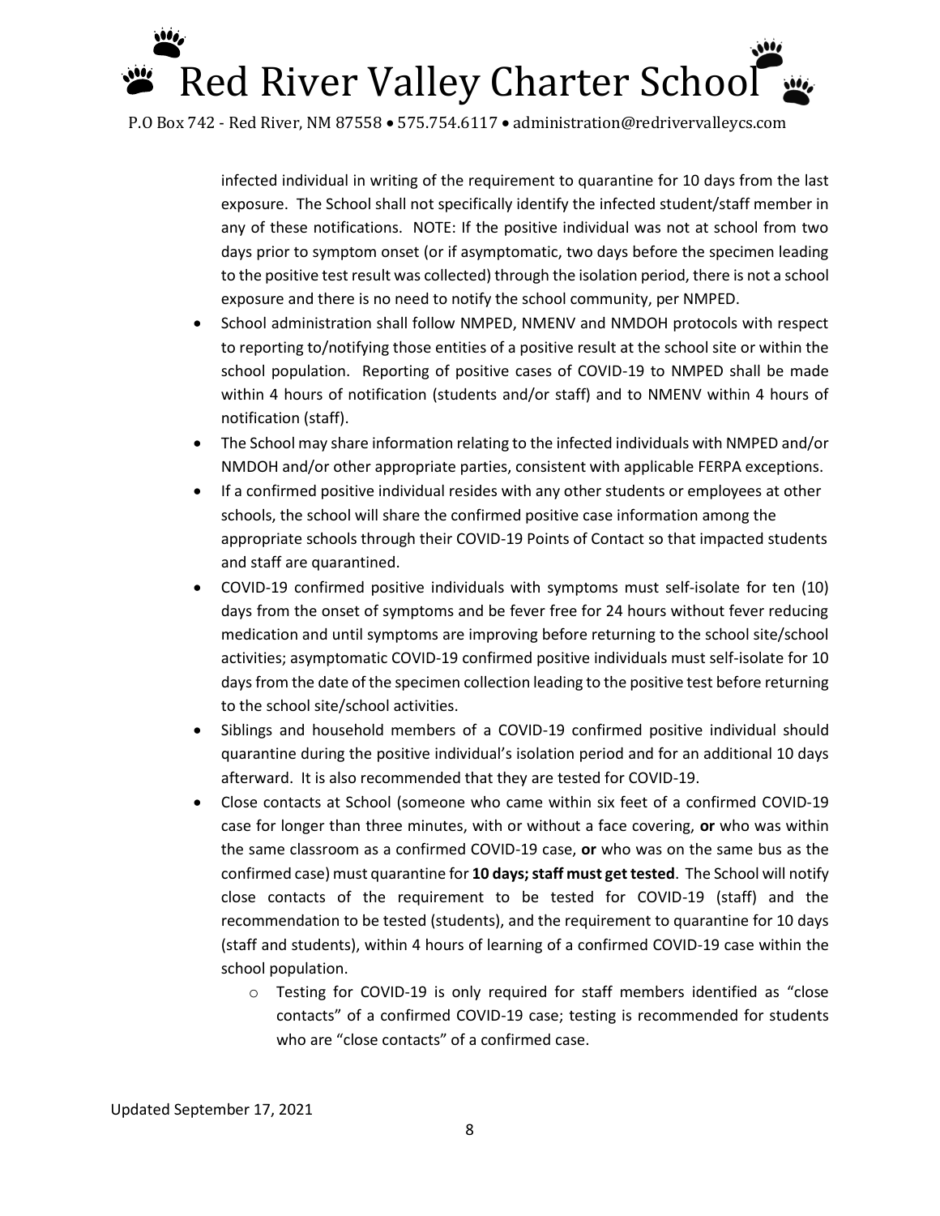infected individual in writing of the requirement to quarantine for 10 days from the last exposure. The School shall not specifically identify the infected student/staff member in any of these notifications. NOTE: If the positive individual was not at school from two days prior to symptom onset (or if asymptomatic, two days before the specimen leading to the positive test result was collected) through the isolation period, there is not a school exposure and there is no need to notify the school community, per NMPED.

- School administration shall follow NMPED, NMENV and NMDOH protocols with respect to reporting to/notifying those entities of a positive result at the school site or within the school population. Reporting of positive cases of COVID-19 to NMPED shall be made within 4 hours of notification (students and/or staff) and to NMENV within 4 hours of notification (staff).
- The School may share information relating to the infected individuals with NMPED and/or NMDOH and/or other appropriate parties, consistent with applicable FERPA exceptions.
- If a confirmed positive individual resides with any other students or employees at other schools, the school will share the confirmed positive case information among the appropriate schools through their COVID-19 Points of Contact so that impacted students and staff are quarantined.
- COVID-19 confirmed positive individuals with symptoms must self-isolate for ten (10) days from the onset of symptoms and be fever free for 24 hours without fever reducing medication and until symptoms are improving before returning to the school site/school activities; asymptomatic COVID-19 confirmed positive individuals must self-isolate for 10 days from the date of the specimen collection leading to the positive test before returning to the school site/school activities.
- Siblings and household members of a COVID-19 confirmed positive individual should quarantine during the positive individual's isolation period and for an additional 10 days afterward. It is also recommended that they are tested for COVID-19.
- Close contacts at School (someone who came within six feet of a confirmed COVID-19 case for longer than three minutes, with or without a face covering, **or** who was within the same classroom as a confirmed COVID-19 case, **or** who was on the same bus as the confirmed case) must quarantine for **10 days; staff must get tested**. The School will notify close contacts of the requirement to be tested for COVID-19 (staff) and the recommendation to be tested (students), and the requirement to quarantine for 10 days (staff and students), within 4 hours of learning of a confirmed COVID-19 case within the school population.
  - Testing for COVID-19 is only required for staff members identified as "close contacts" of a confirmed COVID-19 case; testing is recommended for students who are "close contacts" of a confirmed case.

Updated September 17, 2021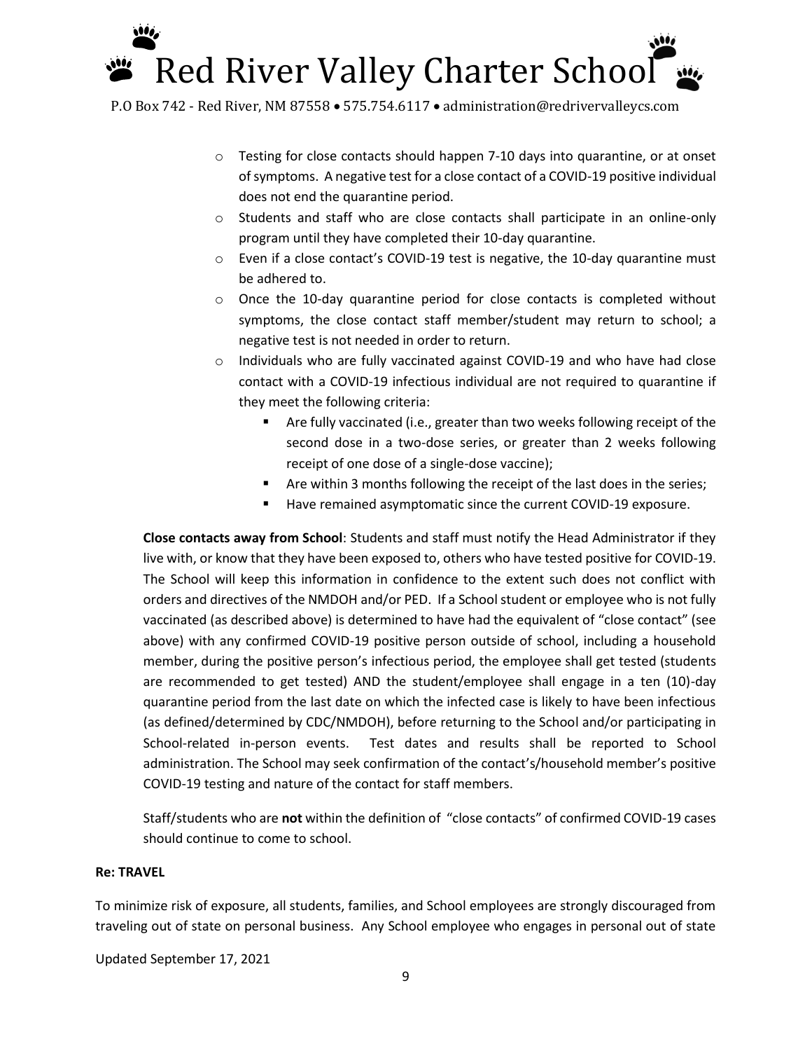- Testing for close contacts should happen 7-10 days into quarantine, or at onset of symptoms. A negative test for a close contact of a COVID-19 positive individual does not end the quarantine period.
- Students and staff who are close contacts shall participate in an online-only program until they have completed their 10-day quarantine.
- Even if a close contact's COVID-19 test is negative, the 10-day quarantine must be adhered to.
- Once the 10-day quarantine period for close contacts is completed without symptoms, the close contact staff member/student may return to school; a negative test is not needed in order to return.
- Individuals who are fully vaccinated against COVID-19 and who have had close contact with a COVID-19 infectious individual are not required to quarantine if they meet the following criteria:
  - Are fully vaccinated (i.e., greater than two weeks following receipt of the second dose in a two-dose series, or greater than 2 weeks following receipt of one dose of a single-dose vaccine);
  - Are within 3 months following the receipt of the last does in the series;
  - Have remained asymptomatic since the current COVID-19 exposure.

**Close contacts away from School**: Students and staff must notify the Head Administrator if they live with, or know that they have been exposed to, others who have tested positive for COVID-19. The School will keep this information in confidence to the extent such does not conflict with orders and directives of the NMDOH and/or PED. If a School student or employee who is not fully vaccinated (as described above) is determined to have had the equivalent of "close contact" (see above) with any confirmed COVID-19 positive person outside of school, including a household member, during the positive person's infectious period, the employee shall get tested (students are recommended to get tested) AND the student/employee shall engage in a ten (10)-day quarantine period from the last date on which the infected case is likely to have been infectious (as defined/determined by CDC/NMDOH), before returning to the School and/or participating in School-related in-person events. Test dates and results shall be reported to School administration. The School may seek confirmation of the contact's/household member's positive COVID-19 testing and nature of the contact for staff members.

Staff/students who are **not** within the definition of "close contacts" of confirmed COVID-19 cases should continue to come to school.

**Re: TRAVEL**

To minimize risk of exposure, all students, families, and School employees are strongly discouraged from traveling out of state on personal business. Any School employee who engages in personal out of state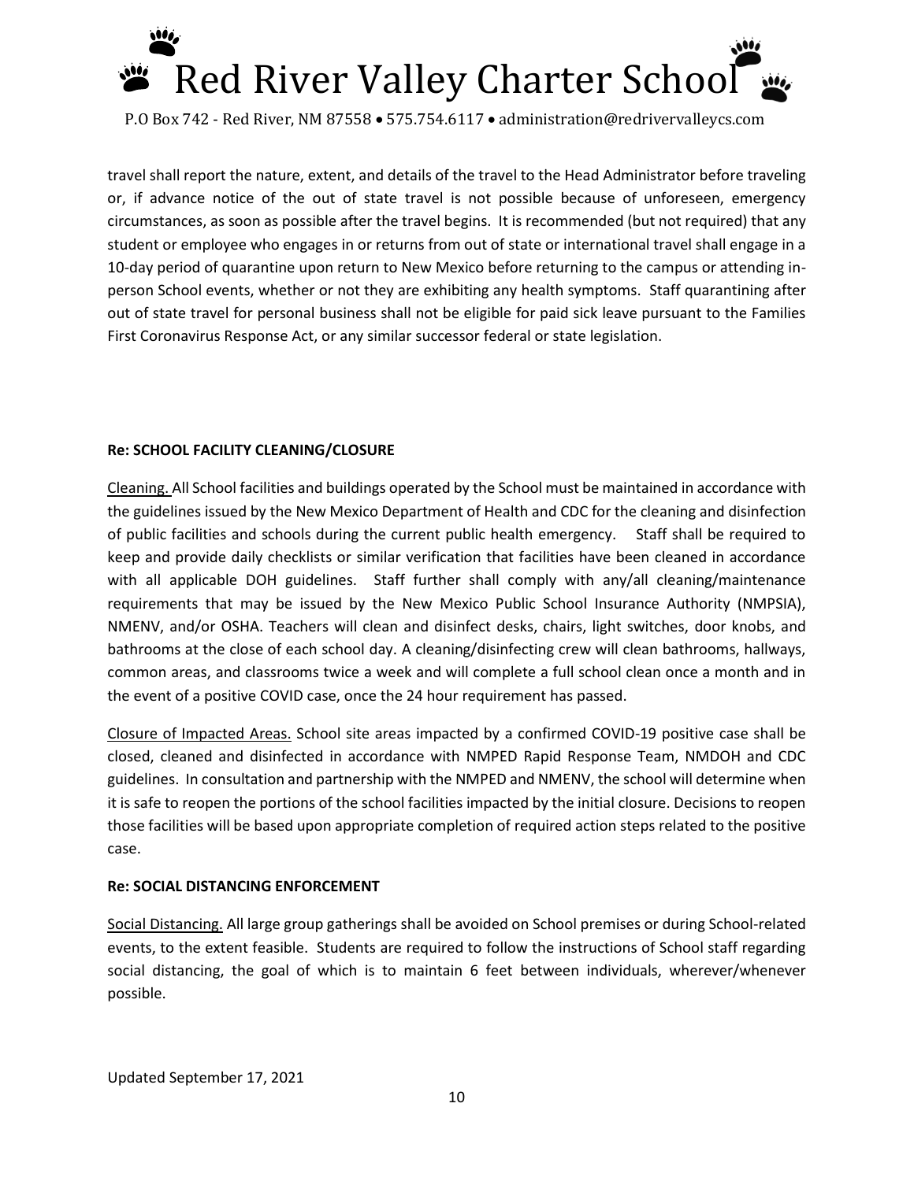travel shall report the nature, extent, and details of the travel to the Head Administrator before traveling or, if advance notice of the out of state travel is not possible because of unforeseen, emergency circumstances, as soon as possible after the travel begins. It is recommended (but not required) that any student or employee who engages in or returns from out of state or international travel shall engage in a 10-day period of quarantine upon return to New Mexico before returning to the campus or attending in-person School events, whether or not they are exhibiting any health symptoms. Staff quarantining after out of state travel for personal business shall not be eligible for paid sick leave pursuant to the Families First Coronavirus Response Act, or any similar successor federal or state legislation.

**Re: SCHOOL FACILITY CLEANING/CLOSURE**

Cleaning. All School facilities and buildings operated by the School must be maintained in accordance with the guidelines issued by the New Mexico Department of Health and CDC for the cleaning and disinfection of public facilities and schools during the current public health emergency. Staff shall be required to keep and provide daily checklists or similar verification that facilities have been cleaned in accordance with all applicable DOH guidelines. Staff further shall comply with any/all cleaning/maintenance requirements that may be issued by the New Mexico Public School Insurance Authority (NMPSIA), NMENV, and/or OSHA. Teachers will clean and disinfect desks, chairs, light switches, door knobs, and bathrooms at the close of each school day. A cleaning/disinfecting crew will clean bathrooms, hallways, common areas, and classrooms twice a week and will complete a full school clean once a month and in the event of a positive COVID case, once the 24 hour requirement has passed.

Closure of Impacted Areas. School site areas impacted by a confirmed COVID-19 positive case shall be closed, cleaned and disinfected in accordance with NMPED Rapid Response Team, NMDOH and CDC guidelines. In consultation and partnership with the NMPED and NMENV, the school will determine when it is safe to reopen the portions of the school facilities impacted by the initial closure. Decisions to reopen those facilities will be based upon appropriate completion of required action steps related to the positive case.

**Re: SOCIAL DISTANCING ENFORCEMENT**

Social Distancing. All large group gatherings shall be avoided on School premises or during School-related events, to the extent feasible. Students are required to follow the instructions of School staff regarding social distancing, the goal of which is to maintain 6 feet between individuals, wherever/whenever possible.

Updated September 17, 2021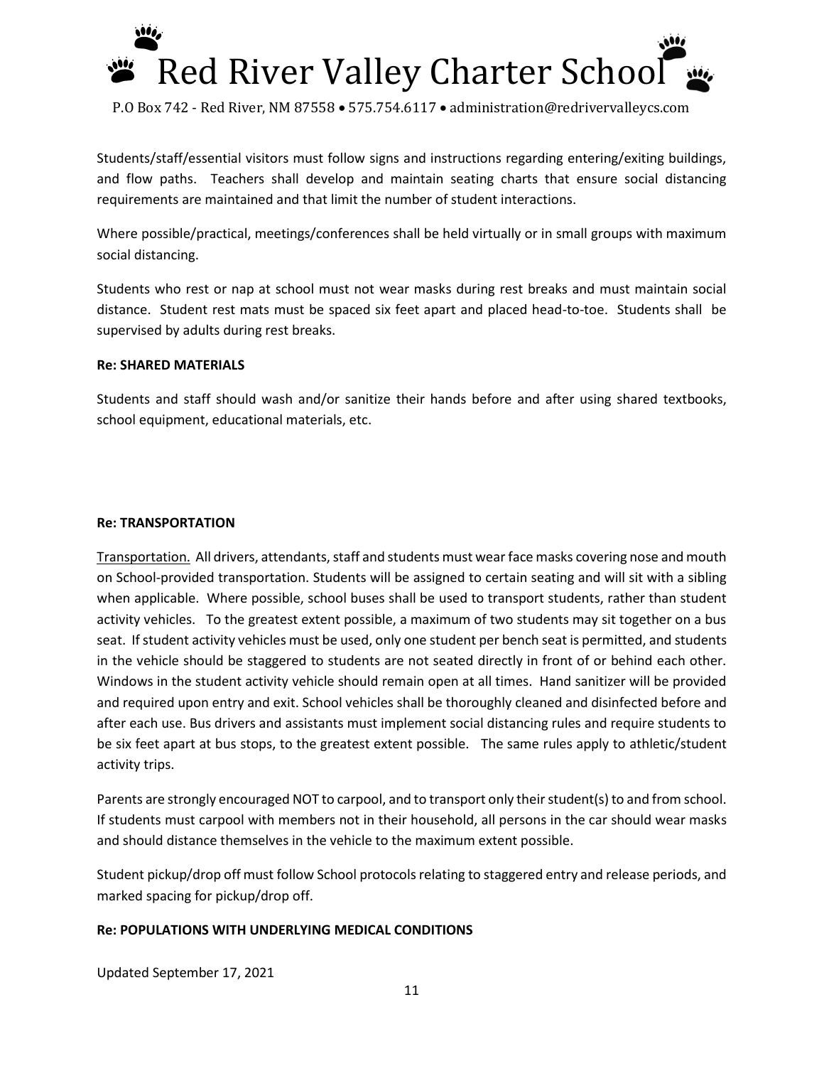Students/staff/essential visitors must follow signs and instructions regarding entering/exiting buildings, and flow paths. Teachers shall develop and maintain seating charts that ensure social distancing requirements are maintained and that limit the number of student interactions.

Where possible/practical, meetings/conferences shall be held virtually or in small groups with maximum social distancing.

Students who rest or nap at school must not wear masks during rest breaks and must maintain social distance. Student rest mats must be spaced six feet apart and placed head-to-toe. Students shall be supervised by adults during rest breaks.

**Re: SHARED MATERIALS**

Students and staff should wash and/or sanitize their hands before and after using shared textbooks, school equipment, educational materials, etc.

**Re: TRANSPORTATION**

Transportation. All drivers, attendants, staff and students must wear face masks covering nose and mouth on School-provided transportation. Students will be assigned to certain seating and will sit with a sibling when applicable. Where possible, school buses shall be used to transport students, rather than student activity vehicles. To the greatest extent possible, a maximum of two students may sit together on a bus seat. If student activity vehicles must be used, only one student per bench seat is permitted, and students in the vehicle should be staggered to students are not seated directly in front of or behind each other. Windows in the student activity vehicle should remain open at all times. Hand sanitizer will be provided and required upon entry and exit. School vehicles shall be thoroughly cleaned and disinfected before and after each use. Bus drivers and assistants must implement social distancing rules and require students to be six feet apart at bus stops, to the greatest extent possible. The same rules apply to athletic/student activity trips.

Parents are strongly encouraged NOT to carpool, and to transport only their student(s) to and from school. If students must carpool with members not in their household, all persons in the car should wear masks and should distance themselves in the vehicle to the maximum extent possible.

Student pickup/drop off must follow School protocols relating to staggered entry and release periods, and marked spacing for pickup/drop off.

**Re: POPULATIONS WITH UNDERLYING MEDICAL CONDITIONS**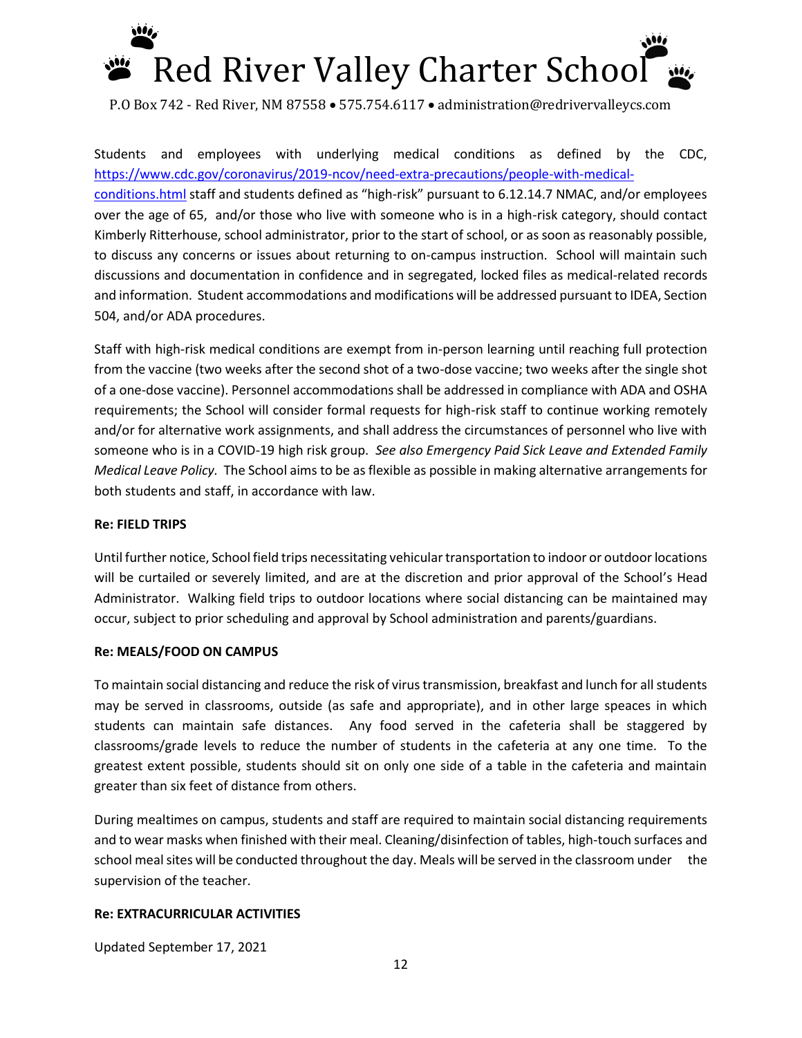Students and employees with underlying medical conditions as defined by the CDC, https://www.cdc.gov/coronavirus/2019-ncov/need-extra-precautions/people-with-medical-conditions.html staff and students defined as "high-risk" pursuant to 6.12.14.7 NMAC, and/or employees over the age of 65, and/or those who live with someone who is in a high-risk category, should contact Kimberly Ritterhouse, school administrator, prior to the start of school, or as soon as reasonably possible, to discuss any concerns or issues about returning to on-campus instruction. School will maintain such discussions and documentation in confidence and in segregated, locked files as medical-related records and information. Student accommodations and modifications will be addressed pursuant to IDEA, Section 504, and/or ADA procedures.

Staff with high-risk medical conditions are exempt from in-person learning until reaching full protection from the vaccine (two weeks after the second shot of a two-dose vaccine; two weeks after the single shot of a one-dose vaccine). Personnel accommodations shall be addressed in compliance with ADA and OSHA requirements; the School will consider formal requests for high-risk staff to continue working remotely and/or for alternative work assignments, and shall address the circumstances of personnel who live with someone who is in a COVID-19 high risk group. *See also Emergency Paid Sick Leave and Extended Family Medical Leave Policy.* The School aims to be as flexible as possible in making alternative arrangements for both students and staff, in accordance with law.

**Re: FIELD TRIPS**

Until further notice, School field trips necessitating vehicular transportation to indoor or outdoor locations will be curtailed or severely limited, and are at the discretion and prior approval of the School's Head Administrator. Walking field trips to outdoor locations where social distancing can be maintained may occur, subject to prior scheduling and approval by School administration and parents/guardians.

**Re: MEALS/FOOD ON CAMPUS**

To maintain social distancing and reduce the risk of virus transmission, breakfast and lunch for all students may be served in classrooms, outside (as safe and appropriate), and in other large speaces in which students can maintain safe distances. Any food served in the cafeteria shall be staggered by classrooms/grade levels to reduce the number of students in the cafeteria at any one time. To the greatest extent possible, students should sit on only one side of a table in the cafeteria and maintain greater than six feet of distance from others.

During mealtimes on campus, students and staff are required to maintain social distancing requirements and to wear masks when finished with their meal. Cleaning/disinfection of tables, high-touch surfaces and school meal sites will be conducted throughout the day. Meals will be served in the classroom under the supervision of the teacher.

**Re: EXTRACURRICULAR ACTIVITIES**

Updated September 17, 2021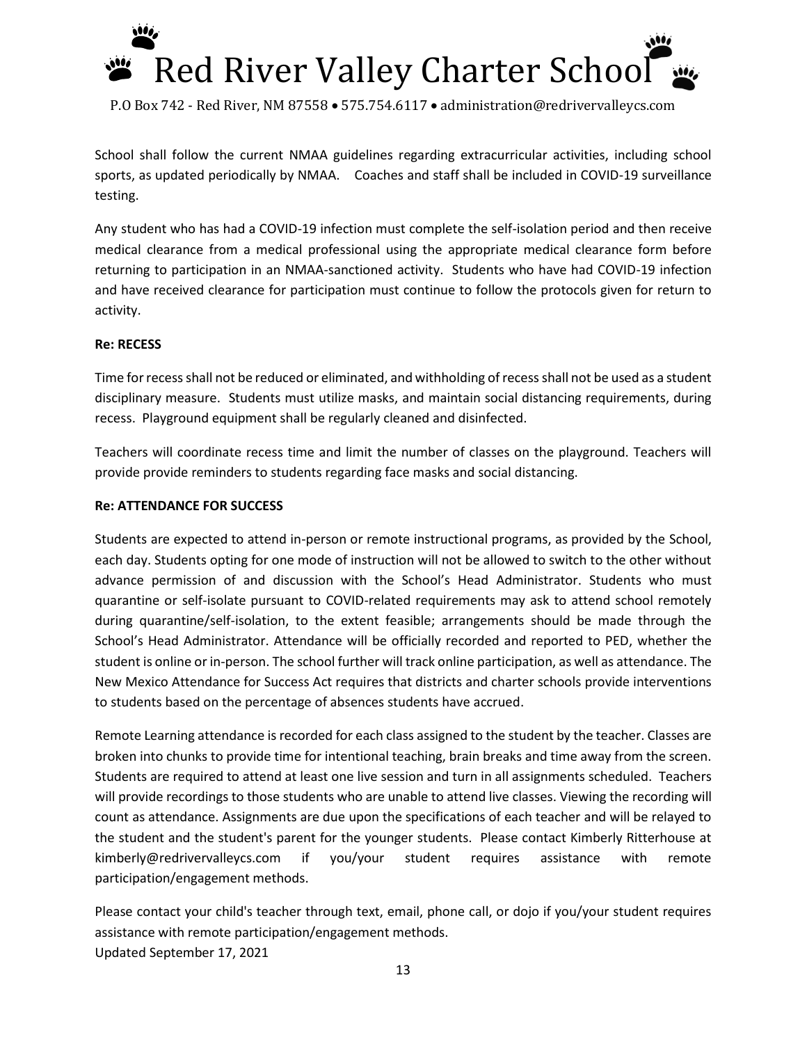School shall follow the current NMAA guidelines regarding extracurricular activities, including school sports, as updated periodically by NMAA. Coaches and staff shall be included in COVID-19 surveillance testing.

Any student who has had a COVID-19 infection must complete the self-isolation period and then receive medical clearance from a medical professional using the appropriate medical clearance form before returning to participation in an NMAA-sanctioned activity. Students who have had COVID-19 infection and have received clearance for participation must continue to follow the protocols given for return to activity.

**Re: RECESS**

Time for recess shall not be reduced or eliminated, and withholding of recess shall not be used as a student disciplinary measure. Students must utilize masks, and maintain social distancing requirements, during recess. Playground equipment shall be regularly cleaned and disinfected.

Teachers will coordinate recess time and limit the number of classes on the playground. Teachers will provide provide reminders to students regarding face masks and social distancing.

**Re: ATTENDANCE FOR SUCCESS**

Students are expected to attend in-person or remote instructional programs, as provided by the School, each day. Students opting for one mode of instruction will not be allowed to switch to the other without advance permission of and discussion with the School's Head Administrator. Students who must quarantine or self-isolate pursuant to COVID-related requirements may ask to attend school remotely during quarantine/self-isolation, to the extent feasible; arrangements should be made through the School's Head Administrator. Attendance will be officially recorded and reported to PED, whether the student is online or in-person. The school further will track online participation, as well as attendance. The New Mexico Attendance for Success Act requires that districts and charter schools provide interventions to students based on the percentage of absences students have accrued.

Remote Learning attendance is recorded for each class assigned to the student by the teacher. Classes are broken into chunks to provide time for intentional teaching, brain breaks and time away from the screen. Students are required to attend at least one live session and turn in all assignments scheduled. Teachers will provide recordings to those students who are unable to attend live classes. Viewing the recording will count as attendance. Assignments are due upon the specifications of each teacher and will be relayed to the student and the student's parent for the younger students. Please contact Kimberly Ritterhouse at kimberly@redrivervalleycs.com if you/your student requires assistance with remote participation/engagement methods.

Please contact your child's teacher through text, email, phone call, or dojo if you/your student requires assistance with remote participation/engagement methods.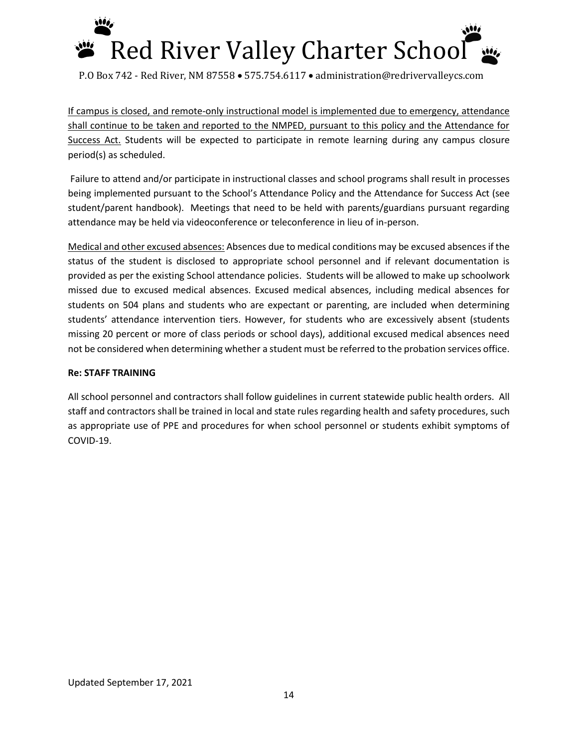If campus is closed, and remote-only instructional model is implemented due to emergency, attendance shall continue to be taken and reported to the NMPED, pursuant to this policy and the Attendance for Success Act. Students will be expected to participate in remote learning during any campus closure period(s) as scheduled.

Failure to attend and/or participate in instructional classes and school programs shall result in processes being implemented pursuant to the School's Attendance Policy and the Attendance for Success Act (see student/parent handbook). Meetings that need to be held with parents/guardians pursuant regarding attendance may be held via videoconference or teleconference in lieu of in-person.

Medical and other excused absences: Absences due to medical conditions may be excused absences if the status of the student is disclosed to appropriate school personnel and if relevant documentation is provided as per the existing School attendance policies. Students will be allowed to make up schoolwork missed due to excused medical absences. Excused medical absences, including medical absences for students on 504 plans and students who are expectant or parenting, are included when determining students' attendance intervention tiers. However, for students who are excessively absent (students missing 20 percent or more of class periods or school days), additional excused medical absences need not be considered when determining whether a student must be referred to the probation services office.

**Re: STAFF TRAINING**

All school personnel and contractors shall follow guidelines in current statewide public health orders. All staff and contractors shall be trained in local and state rules regarding health and safety procedures, such as appropriate use of PPE and procedures for when school personnel or students exhibit symptoms of COVID-19.